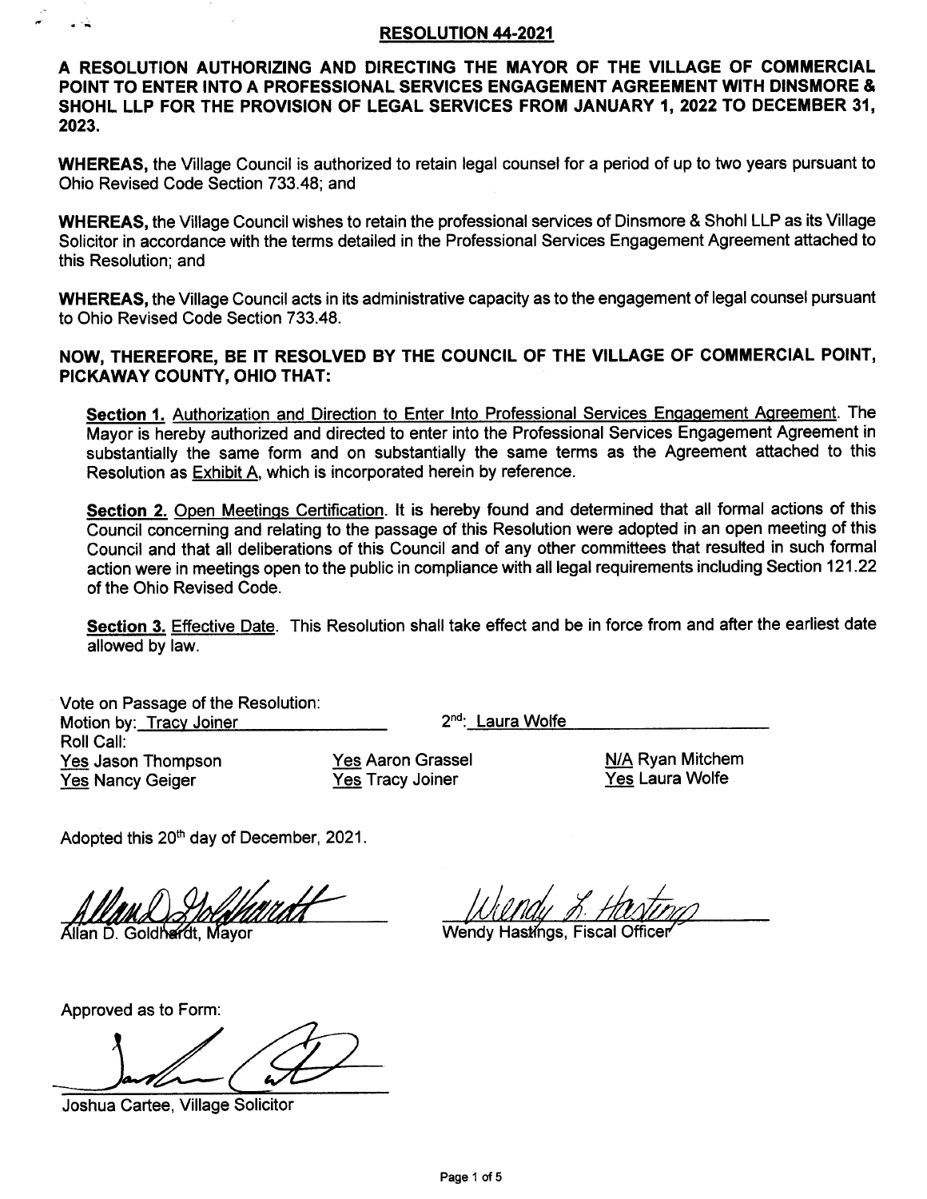## RESOLUTION 44-2021

**A RESOLUTION AUTHORIZING AND DIRECTING THE MAYOR OF THE VILLAGE OF COMMERCIAL POINT TO ENTER INTO A PROFESSIONAL SERVICES ENGAGEMENT AGREEMENT WITH DINSMORE & SHOHL LLP FOR THE PROVISION OF LEGAL SERVICES FROM JANUARY 1, 2022 TO DECEMBER 31, 2023.**

**WHEREAS,** the Village Council is authorized to retain legal counsel for a period of up to two years pursuant to Ohio Revised Code Section 733.48; and

**WHEREAS,** the Village Council wishes to retain the professional services of Dinsmore & Shohl LLP as its Village Solicitor in accordance with the terms detailed in the Professional Services Engagement Agreement attached to this Resolution; and

**WHEREAS,** the Village Council acts in its administrative capacity as to the engagement of legal counsel pursuant to Ohio Revised Code Section 733.48.

**NOW, THEREFORE, BE IT RESOLVED BY THE COUNCIL OF THE VILLAGE OF COMMERCIAL POINT, PICKAWAY COUNTY, OHIO THAT:**

**Section 1.** Authorization and Direction to Enter Into Professional Services Engagement Agreement. The Mayor is hereby authorized and directed to enter into the Professional Services Engagement Agreement in substantially the same form and on substantially the same terms as the Agreement attached to this Resolution as Exhibit A, which is incorporated herein by reference.

**Section 2.** Open Meetings Certification. It is hereby found and determined that all formal actions of this Council concerning and relating to the passage of this Resolution were adopted in an open meeting of this Council and that all deliberations of this Council and of any other committees that resulted in such formal action were in meetings open to the public in compliance with all legal requirements including Section 121.22 of the Ohio Revised Code.

**Section 3.** Effective Date. This Resolution shall take effect and be in force from and after the earliest date allowed by law.

Vote on Passage of the Resolution:
Motion by: Tracy Joiner 2nd: Laura Wolfe
Roll Call:

Yes Jason Thompson
Yes Nancy Geiger
Yes Aaron Grassel
Yes Tracy Joiner
N/A Ryan Mitchem
Yes Laura Wolfe

Adopted this 20th day of December, 2021.

Allan D. Goldhardt, Mayor

Wendy Hastings, Fiscal Officer

Approved as to Form:

Joshua Cartee, Village Solicitor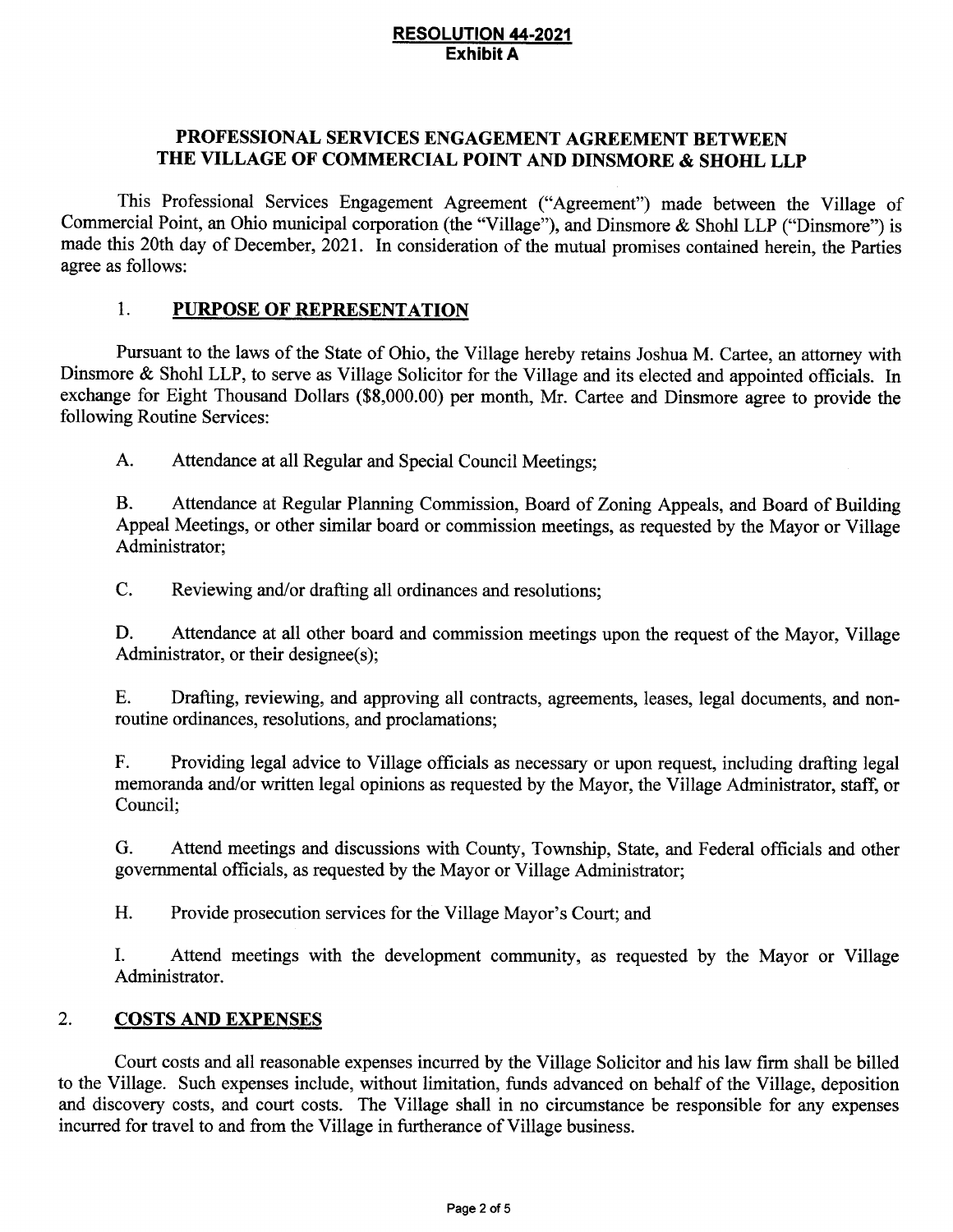**RESOLUTION 44-2021**
**Exhibit A**

## PROFESSIONAL SERVICES ENGAGEMENT AGREEMENT BETWEEN THE VILLAGE OF COMMERCIAL POINT AND DINSMORE & SHOHL LLP

This Professional Services Engagement Agreement ("Agreement") made between the Village of Commercial Point, an Ohio municipal corporation (the "Village"), and Dinsmore & Shohl LLP ("Dinsmore") is made this 20th day of December, 2021. In consideration of the mutual promises contained herein, the Parties agree as follows:

### 1. PURPOSE OF REPRESENTATION

Pursuant to the laws of the State of Ohio, the Village hereby retains Joshua M. Cartee, an attorney with Dinsmore & Shohl LLP, to serve as Village Solicitor for the Village and its elected and appointed officials. In exchange for Eight Thousand Dollars ($8,000.00) per month, Mr. Cartee and Dinsmore agree to provide the following Routine Services:

A. Attendance at all Regular and Special Council Meetings;

B. Attendance at Regular Planning Commission, Board of Zoning Appeals, and Board of Building Appeal Meetings, or other similar board or commission meetings, as requested by the Mayor or Village Administrator;

C. Reviewing and/or drafting all ordinances and resolutions;

D. Attendance at all other board and commission meetings upon the request of the Mayor, Village Administrator, or their designee(s);

E. Drafting, reviewing, and approving all contracts, agreements, leases, legal documents, and non-routine ordinances, resolutions, and proclamations;

F. Providing legal advice to Village officials as necessary or upon request, including drafting legal memoranda and/or written legal opinions as requested by the Mayor, the Village Administrator, staff, or Council;

G. Attend meetings and discussions with County, Township, State, and Federal officials and other governmental officials, as requested by the Mayor or Village Administrator;

H. Provide prosecution services for the Village Mayor's Court; and

I. Attend meetings with the development community, as requested by the Mayor or Village Administrator.

### 2. COSTS AND EXPENSES

Court costs and all reasonable expenses incurred by the Village Solicitor and his law firm shall be billed to the Village. Such expenses include, without limitation, funds advanced on behalf of the Village, deposition and discovery costs, and court costs. The Village shall in no circumstance be responsible for any expenses incurred for travel to and from the Village in furtherance of Village business.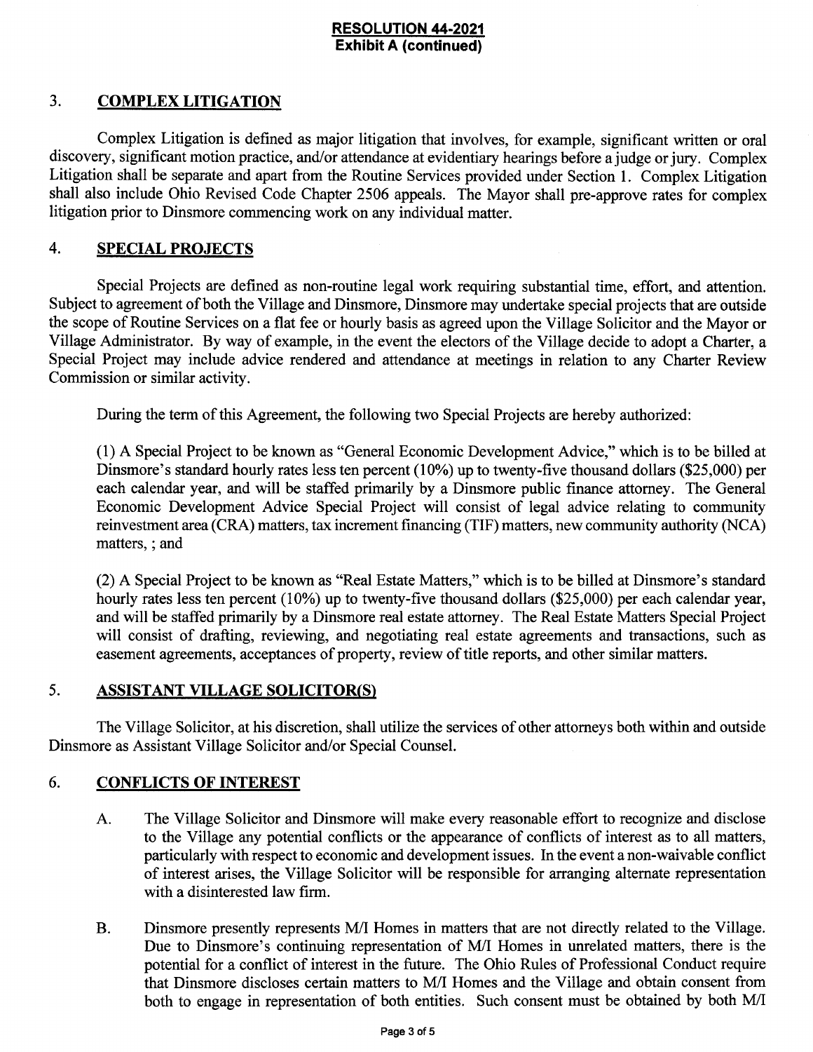**RESOLUTION 44-2021**
**Exhibit A (continued)**

## 3. COMPLEX LITIGATION

Complex Litigation is defined as major litigation that involves, for example, significant written or oral discovery, significant motion practice, and/or attendance at evidentiary hearings before a judge or jury. Complex Litigation shall be separate and apart from the Routine Services provided under Section 1. Complex Litigation shall also include Ohio Revised Code Chapter 2506 appeals. The Mayor shall pre-approve rates for complex litigation prior to Dinsmore commencing work on any individual matter.

## 4. SPECIAL PROJECTS

Special Projects are defined as non-routine legal work requiring substantial time, effort, and attention. Subject to agreement of both the Village and Dinsmore, Dinsmore may undertake special projects that are outside the scope of Routine Services on a flat fee or hourly basis as agreed upon the Village Solicitor and the Mayor or Village Administrator. By way of example, in the event the electors of the Village decide to adopt a Charter, a Special Project may include advice rendered and attendance at meetings in relation to any Charter Review Commission or similar activity.

During the term of this Agreement, the following two Special Projects are hereby authorized:

(1) A Special Project to be known as "General Economic Development Advice," which is to be billed at Dinsmore's standard hourly rates less ten percent (10%) up to twenty-five thousand dollars ($25,000) per each calendar year, and will be staffed primarily by a Dinsmore public finance attorney. The General Economic Development Advice Special Project will consist of legal advice relating to community reinvestment area (CRA) matters, tax increment financing (TIF) matters, new community authority (NCA) matters, ; and

(2) A Special Project to be known as "Real Estate Matters," which is to be billed at Dinsmore's standard hourly rates less ten percent (10%) up to twenty-five thousand dollars ($25,000) per each calendar year, and will be staffed primarily by a Dinsmore real estate attorney. The Real Estate Matters Special Project will consist of drafting, reviewing, and negotiating real estate agreements and transactions, such as easement agreements, acceptances of property, review of title reports, and other similar matters.

## 5. ASSISTANT VILLAGE SOLICITOR(S)

The Village Solicitor, at his discretion, shall utilize the services of other attorneys both within and outside Dinsmore as Assistant Village Solicitor and/or Special Counsel.

## 6. CONFLICTS OF INTEREST

A. The Village Solicitor and Dinsmore will make every reasonable effort to recognize and disclose to the Village any potential conflicts or the appearance of conflicts of interest as to all matters, particularly with respect to economic and development issues. In the event a non-waivable conflict of interest arises, the Village Solicitor will be responsible for arranging alternate representation with a disinterested law firm.

B. Dinsmore presently represents M/I Homes in matters that are not directly related to the Village. Due to Dinsmore's continuing representation of M/I Homes in unrelated matters, there is the potential for a conflict of interest in the future. The Ohio Rules of Professional Conduct require that Dinsmore discloses certain matters to M/I Homes and the Village and obtain consent from both to engage in representation of both entities. Such consent must be obtained by both M/I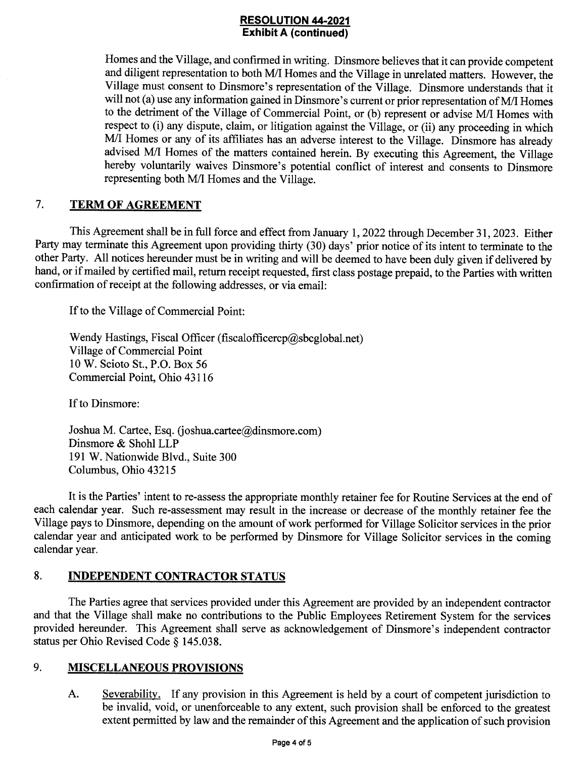Homes and the Village, and confirmed in writing. Dinsmore believes that it can provide competent and diligent representation to both M/I Homes and the Village in unrelated matters. However, the Village must consent to Dinsmore's representation of the Village. Dinsmore understands that it will not (a) use any information gained in Dinsmore's current or prior representation of M/I Homes to the detriment of the Village of Commercial Point, or (b) represent or advise M/I Homes with respect to (i) any dispute, claim, or litigation against the Village, or (ii) any proceeding in which M/I Homes or any of its affiliates has an adverse interest to the Village. Dinsmore has already advised M/I Homes of the matters contained herein. By executing this Agreement, the Village hereby voluntarily waives Dinsmore's potential conflict of interest and consents to Dinsmore representing both M/I Homes and the Village.

## 7. TERM OF AGREEMENT

This Agreement shall be in full force and effect from January 1, 2022 through December 31, 2023. Either Party may terminate this Agreement upon providing thirty (30) days' prior notice of its intent to terminate to the other Party. All notices hereunder must be in writing and will be deemed to have been duly given if delivered by hand, or if mailed by certified mail, return receipt requested, first class postage prepaid, to the Parties with written confirmation of receipt at the following addresses, or via email:

If to the Village of Commercial Point:

Wendy Hastings, Fiscal Officer (fiscalofficercp@sbcglobal.net)
Village of Commercial Point
10 W. Scioto St., P.O. Box 56
Commercial Point, Ohio 43116

If to Dinsmore:

Joshua M. Cartee, Esq. (joshua.cartee@dinsmore.com)
Dinsmore & Shohl LLP
191 W. Nationwide Blvd., Suite 300
Columbus, Ohio 43215

It is the Parties' intent to re-assess the appropriate monthly retainer fee for Routine Services at the end of each calendar year. Such re-assessment may result in the increase or decrease of the monthly retainer fee the Village pays to Dinsmore, depending on the amount of work performed for Village Solicitor services in the prior calendar year and anticipated work to be performed by Dinsmore for Village Solicitor services in the coming calendar year.

## 8. INDEPENDENT CONTRACTOR STATUS

The Parties agree that services provided under this Agreement are provided by an independent contractor and that the Village shall make no contributions to the Public Employees Retirement System for the services provided hereunder. This Agreement shall serve as acknowledgement of Dinsmore's independent contractor status per Ohio Revised Code § 145.038.

## 9. MISCELLANEOUS PROVISIONS

A. Severability. If any provision in this Agreement is held by a court of competent jurisdiction to be invalid, void, or unenforceable to any extent, such provision shall be enforced to the greatest extent permitted by law and the remainder of this Agreement and the application of such provision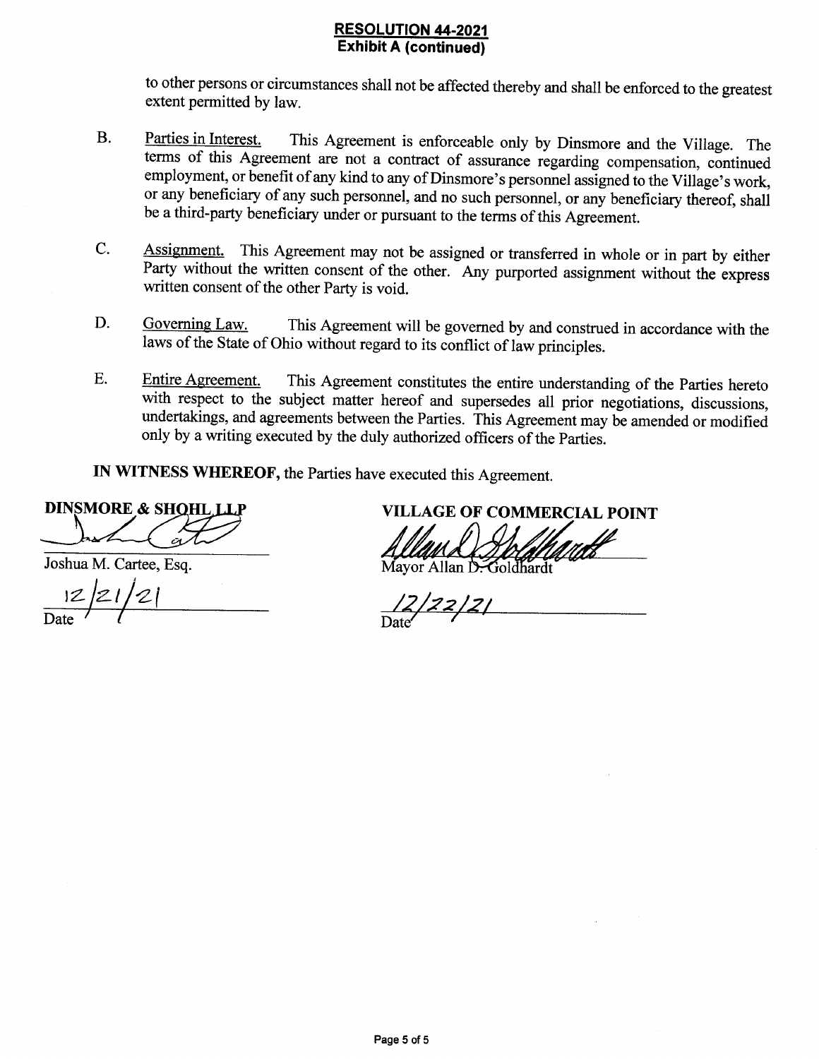**RESOLUTION 44-2021**
**Exhibit A (continued)**

to other persons or circumstances shall not be affected thereby and shall be enforced to the greatest extent permitted by law.

B. Parties in Interest. This Agreement is enforceable only by Dinsmore and the Village. The terms of this Agreement are not a contract of assurance regarding compensation, continued employment, or benefit of any kind to any of Dinsmore's personnel assigned to the Village's work, or any beneficiary of any such personnel, and no such personnel, or any beneficiary thereof, shall be a third-party beneficiary under or pursuant to the terms of this Agreement.

C. Assignment. This Agreement may not be assigned or transferred in whole or in part by either Party without the written consent of the other. Any purported assignment without the express written consent of the other Party is void.

D. Governing Law. This Agreement will be governed by and construed in accordance with the laws of the State of Ohio without regard to its conflict of law principles.

E. Entire Agreement. This Agreement constitutes the entire understanding of the Parties hereto with respect to the subject matter hereof and supersedes all prior negotiations, discussions, undertakings, and agreements between the Parties. This Agreement may be amended or modified only by a writing executed by the duly authorized officers of the Parties.

**IN WITNESS WHEREOF,** the Parties have executed this Agreement.

**DINSMORE & SHOHL LLP**

Joshua M. Cartee, Esq.

12/21/21
Date

**VILLAGE OF COMMERCIAL POINT**

Mayor Allan D. Goldhardt

12/22/21
Date